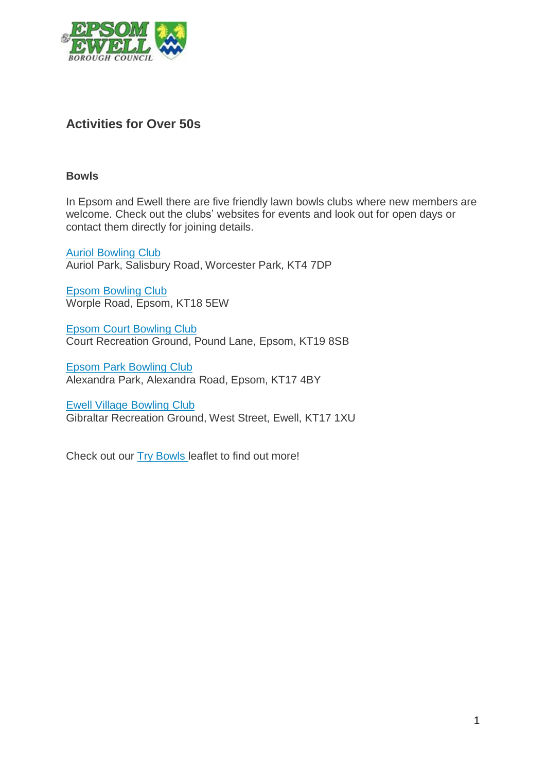# Activities for Over 50s

## Bowls

In Epsom and Ewell there are five friendly lawn bowls clubs where new members are welcome. Check out the clubs' websites for events and look out for open days or contact them directly for joining details.

Auriol Bowling Club
Auriol Park, Salisbury Road, Worcester Park, KT4 7DP

Epsom Bowling Club
Worple Road, Epsom, KT18 5EW

Epsom Court Bowling Club
Court Recreation Ground, Pound Lane, Epsom, KT19 8SB

Epsom Park Bowling Club
Alexandra Park, Alexandra Road, Epsom, KT17 4BY

Ewell Village Bowling Club
Gibraltar Recreation Ground, West Street, Ewell, KT17 1XU

Check out our Try Bowls leaflet to find out more!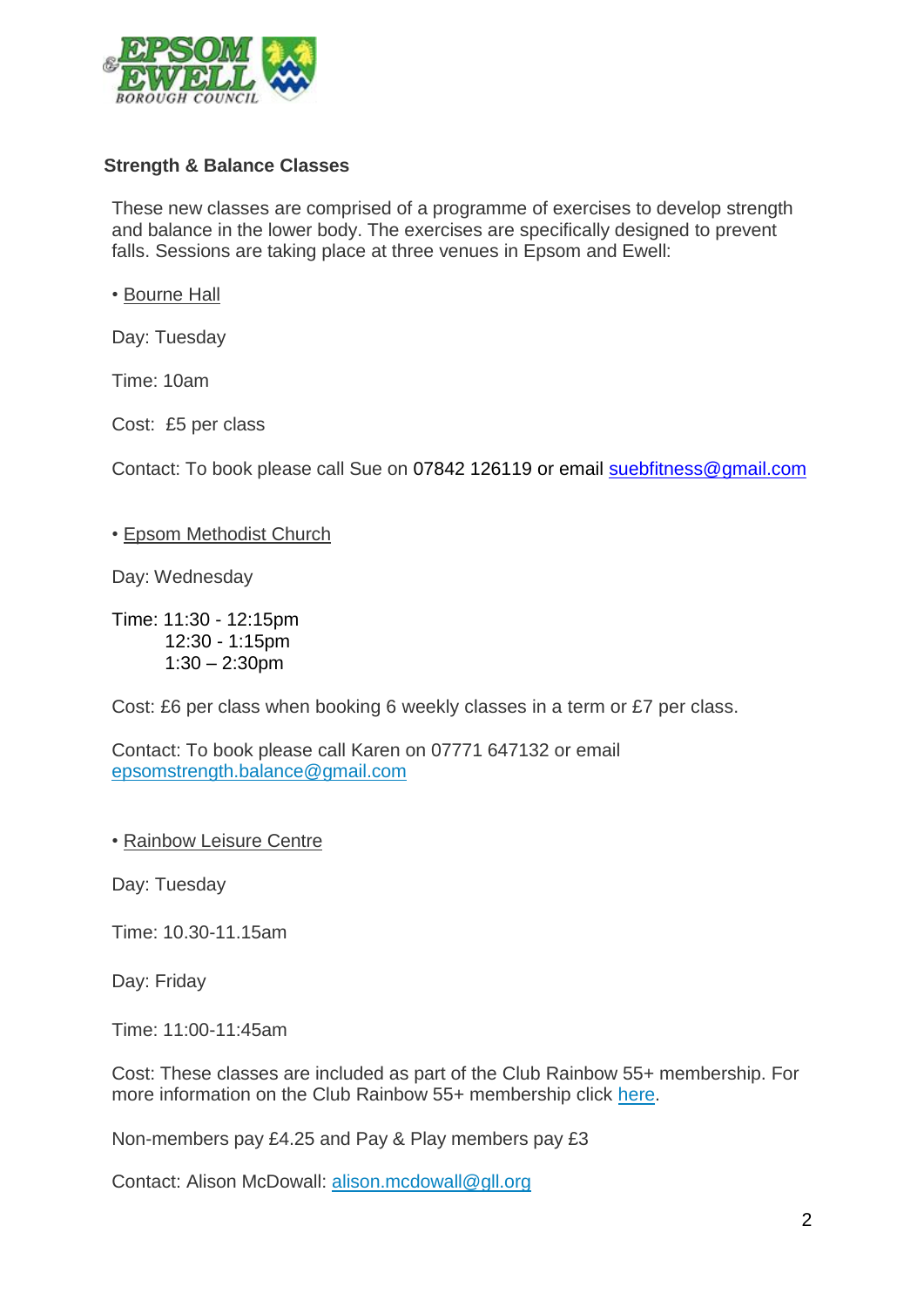**Strength & Balance Classes**

These new classes are comprised of a programme of exercises to develop strength and balance in the lower body. The exercises are specifically designed to prevent falls. Sessions are taking place at three venues in Epsom and Ewell:

• Bourne Hall

Day: Tuesday

Time: 10am

Cost: £5 per class

Contact: To book please call Sue on 07842 126119 or email suebfitness@gmail.com

• Epsom Methodist Church

Day: Wednesday

Time: 11:30 - 12:15pm
12:30 - 1:15pm
1:30 – 2:30pm

Cost: £6 per class when booking 6 weekly classes in a term or £7 per class.

Contact: To book please call Karen on 07771 647132 or email epsomstrength.balance@gmail.com

• Rainbow Leisure Centre

Day: Tuesday

Time: 10.30-11.15am

Day: Friday

Time: 11:00-11:45am

Cost: These classes are included as part of the Club Rainbow 55+ membership. For more information on the Club Rainbow 55+ membership click here.

Non-members pay £4.25 and Pay & Play members pay £3

Contact: Alison McDowall: alison.mcdowall@gll.org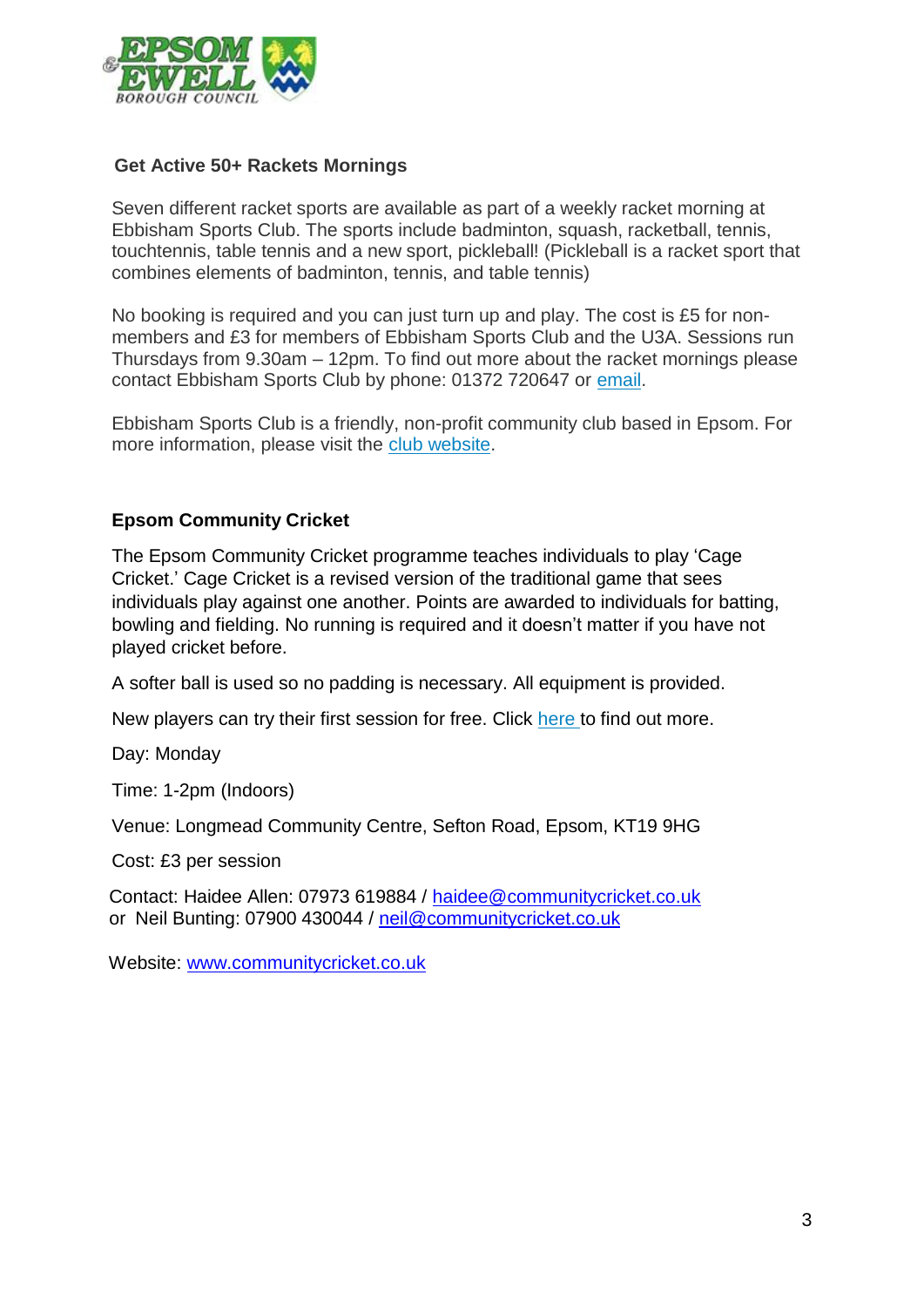### Get Active 50+ Rackets Mornings

Seven different racket sports are available as part of a weekly racket morning at Ebbisham Sports Club. The sports include badminton, squash, racketball, tennis, touchtennis, table tennis and a new sport, pickleball! (Pickleball is a racket sport that combines elements of badminton, tennis, and table tennis)

No booking is required and you can just turn up and play. The cost is £5 for non-members and £3 for members of Ebbisham Sports Club and the U3A. Sessions run Thursdays from 9.30am – 12pm. To find out more about the racket mornings please contact Ebbisham Sports Club by phone: 01372 720647 or email.

Ebbisham Sports Club is a friendly, non-profit community club based in Epsom. For more information, please visit the club website.

### Epsom Community Cricket

The Epsom Community Cricket programme teaches individuals to play 'Cage Cricket.' Cage Cricket is a revised version of the traditional game that sees individuals play against one another. Points are awarded to individuals for batting, bowling and fielding. No running is required and it doesn't matter if you have not played cricket before.

A softer ball is used so no padding is necessary. All equipment is provided.

New players can try their first session for free. Click here to find out more.

Day: Monday

Time: 1-2pm (Indoors)

Venue: Longmead Community Centre, Sefton Road, Epsom, KT19 9HG

Cost: £3 per session

Contact: Haidee Allen: 07973 619884 / haidee@communitycricket.co.uk
or Neil Bunting: 07900 430044 / neil@communitycricket.co.uk

Website: www.communitycricket.co.uk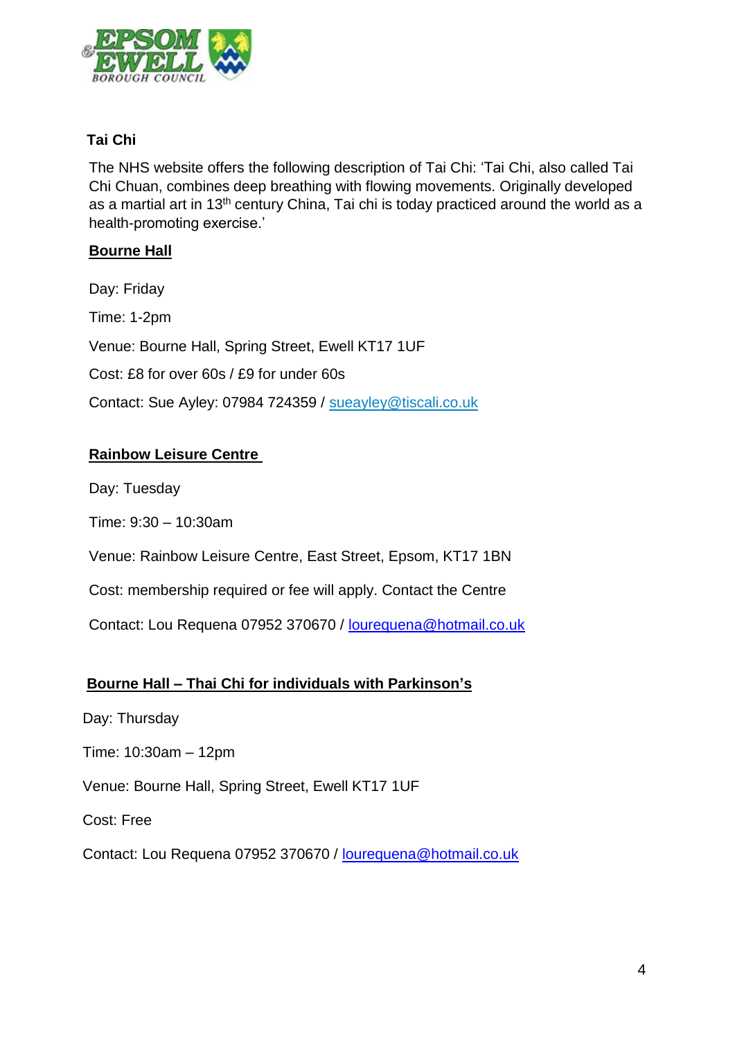## Tai Chi

The NHS website offers the following description of Tai Chi: 'Tai Chi, also called Tai Chi Chuan, combines deep breathing with flowing movements. Originally developed as a martial art in 13th century China, Tai chi is today practiced around the world as a health-promoting exercise.'

### Bourne Hall

Day: Friday

Time: 1-2pm

Venue: Bourne Hall, Spring Street, Ewell KT17 1UF

Cost: £8 for over 60s / £9 for under 60s

Contact: Sue Ayley: 07984 724359 / sueayley@tiscali.co.uk

### Rainbow Leisure Centre

Day: Tuesday

Time: 9:30 – 10:30am

Venue: Rainbow Leisure Centre, East Street, Epsom, KT17 1BN

Cost: membership required or fee will apply. Contact the Centre

Contact: Lou Requena 07952 370670 / lourequena@hotmail.co.uk

### Bourne Hall – Thai Chi for individuals with Parkinson's

Day: Thursday

Time: 10:30am – 12pm

Venue: Bourne Hall, Spring Street, Ewell KT17 1UF

Cost: Free

Contact: Lou Requena 07952 370670 / lourequena@hotmail.co.uk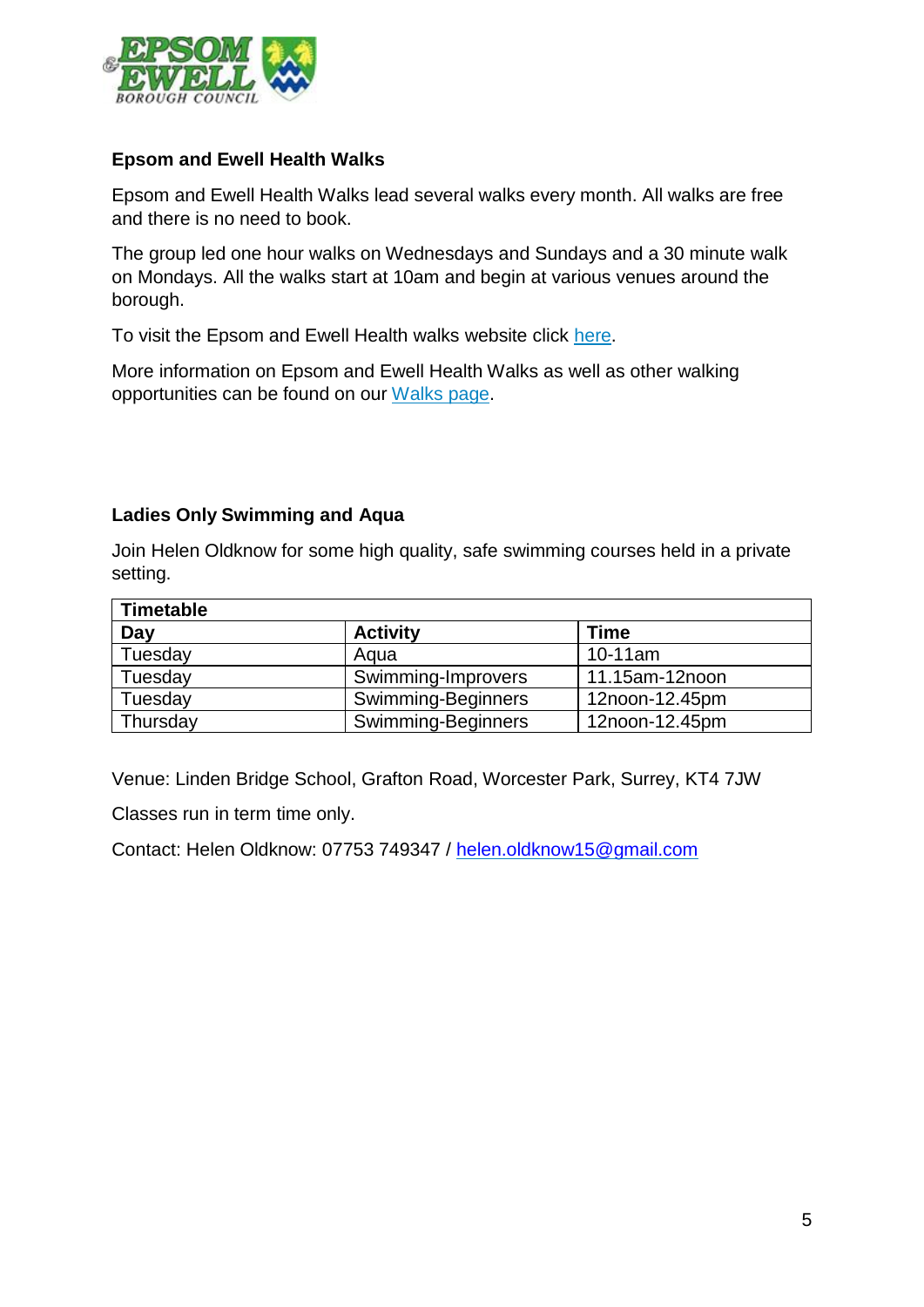### Epsom and Ewell Health Walks

Epsom and Ewell Health Walks lead several walks every month. All walks are free and there is no need to book.

The group led one hour walks on Wednesdays and Sundays and a 30 minute walk on Mondays. All the walks start at 10am and begin at various venues around the borough.

To visit the Epsom and Ewell Health walks website click here.

More information on Epsom and Ewell Health Walks as well as other walking opportunities can be found on our Walks page.

### Ladies Only Swimming and Aqua

Join Helen Oldknow for some high quality, safe swimming courses held in a private setting.

| Timetable | | |
|---|---|---|
| **Day** | **Activity** | **Time** |
| Tuesday | Aqua | 10-11am |
| Tuesday | Swimming-Improvers | 11.15am-12noon |
| Tuesday | Swimming-Beginners | 12noon-12.45pm |
| Thursday | Swimming-Beginners | 12noon-12.45pm |

Venue: Linden Bridge School, Grafton Road, Worcester Park, Surrey, KT4 7JW

Classes run in term time only.

Contact: Helen Oldknow: 07753 749347 / helen.oldknow15@gmail.com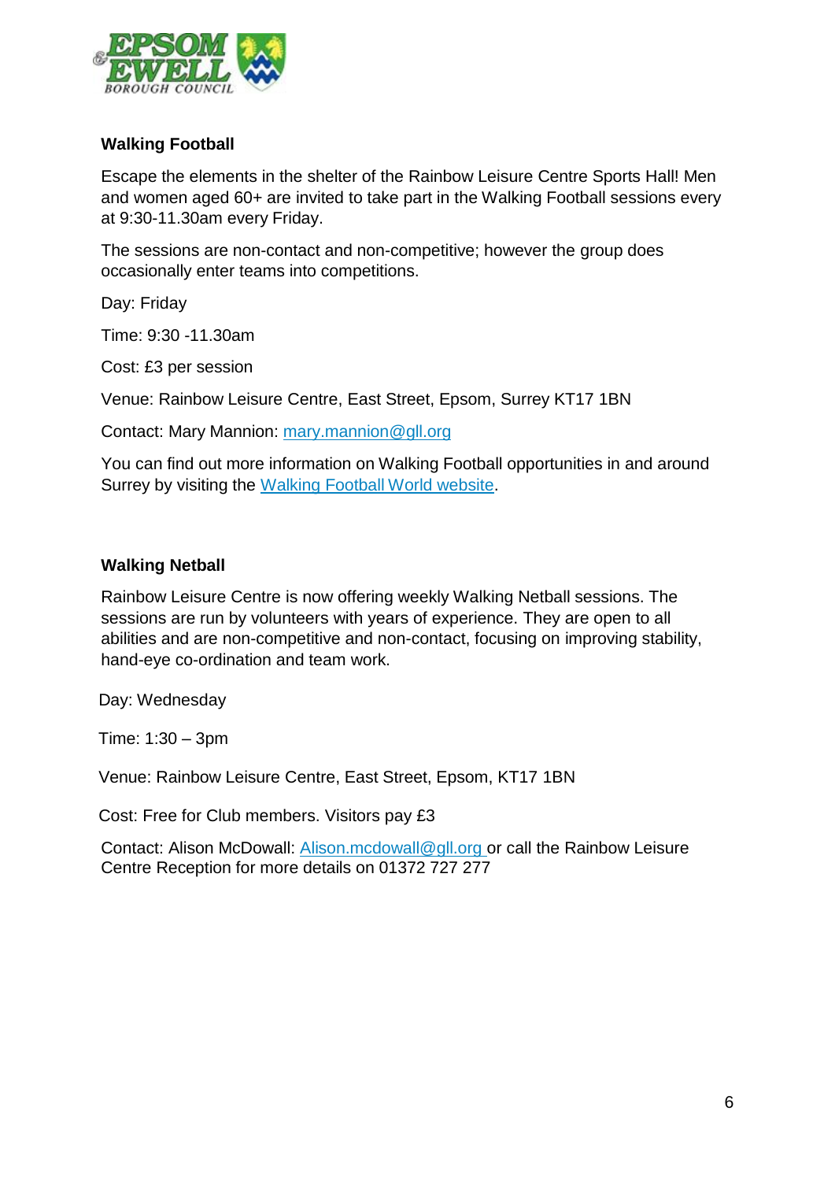**Walking Football**

Escape the elements in the shelter of the Rainbow Leisure Centre Sports Hall! Men and women aged 60+ are invited to take part in the Walking Football sessions every at 9:30-11.30am every Friday.

The sessions are non-contact and non-competitive; however the group does occasionally enter teams into competitions.

Day: Friday

Time: 9:30 -11.30am

Cost: £3 per session

Venue: Rainbow Leisure Centre, East Street, Epsom, Surrey KT17 1BN

Contact: Mary Mannion: mary.mannion@gll.org

You can find out more information on Walking Football opportunities in and around Surrey by visiting the Walking Football World website.

**Walking Netball**

Rainbow Leisure Centre is now offering weekly Walking Netball sessions. The sessions are run by volunteers with years of experience. They are open to all abilities and are non-competitive and non-contact, focusing on improving stability, hand-eye co-ordination and team work.

Day: Wednesday

Time: 1:30 – 3pm

Venue: Rainbow Leisure Centre, East Street, Epsom, KT17 1BN

Cost: Free for Club members. Visitors pay £3

Contact: Alison McDowall: Alison.mcdowall@gll.org or call the Rainbow Leisure Centre Reception for more details on 01372 727 277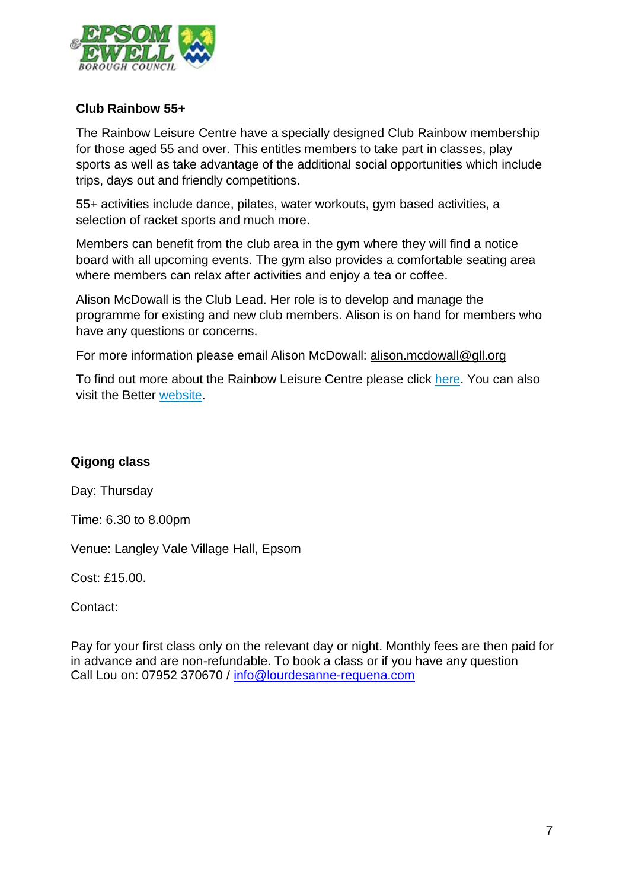**Club Rainbow 55+**

The Rainbow Leisure Centre have a specially designed Club Rainbow membership for those aged 55 and over. This entitles members to take part in classes, play sports as well as take advantage of the additional social opportunities which include trips, days out and friendly competitions.

55+ activities include dance, pilates, water workouts, gym based activities, a selection of racket sports and much more.

Members can benefit from the club area in the gym where they will find a notice board with all upcoming events. The gym also provides a comfortable seating area where members can relax after activities and enjoy a tea or coffee.

Alison McDowall is the Club Lead. Her role is to develop and manage the programme for existing and new club members. Alison is on hand for members who have any questions or concerns.

For more information please email Alison McDowall: alison.mcdowall@gll.org

To find out more about the Rainbow Leisure Centre please click here. You can also visit the Better website.

**Qigong class**

Day: Thursday

Time: 6.30 to 8.00pm

Venue: Langley Vale Village Hall, Epsom

Cost: £15.00.

Contact:

Pay for your first class only on the relevant day or night. Monthly fees are then paid for in advance and are non-refundable. To book a class or if you have any question Call Lou on: 07952 370670 / info@lourdesanne-requena.com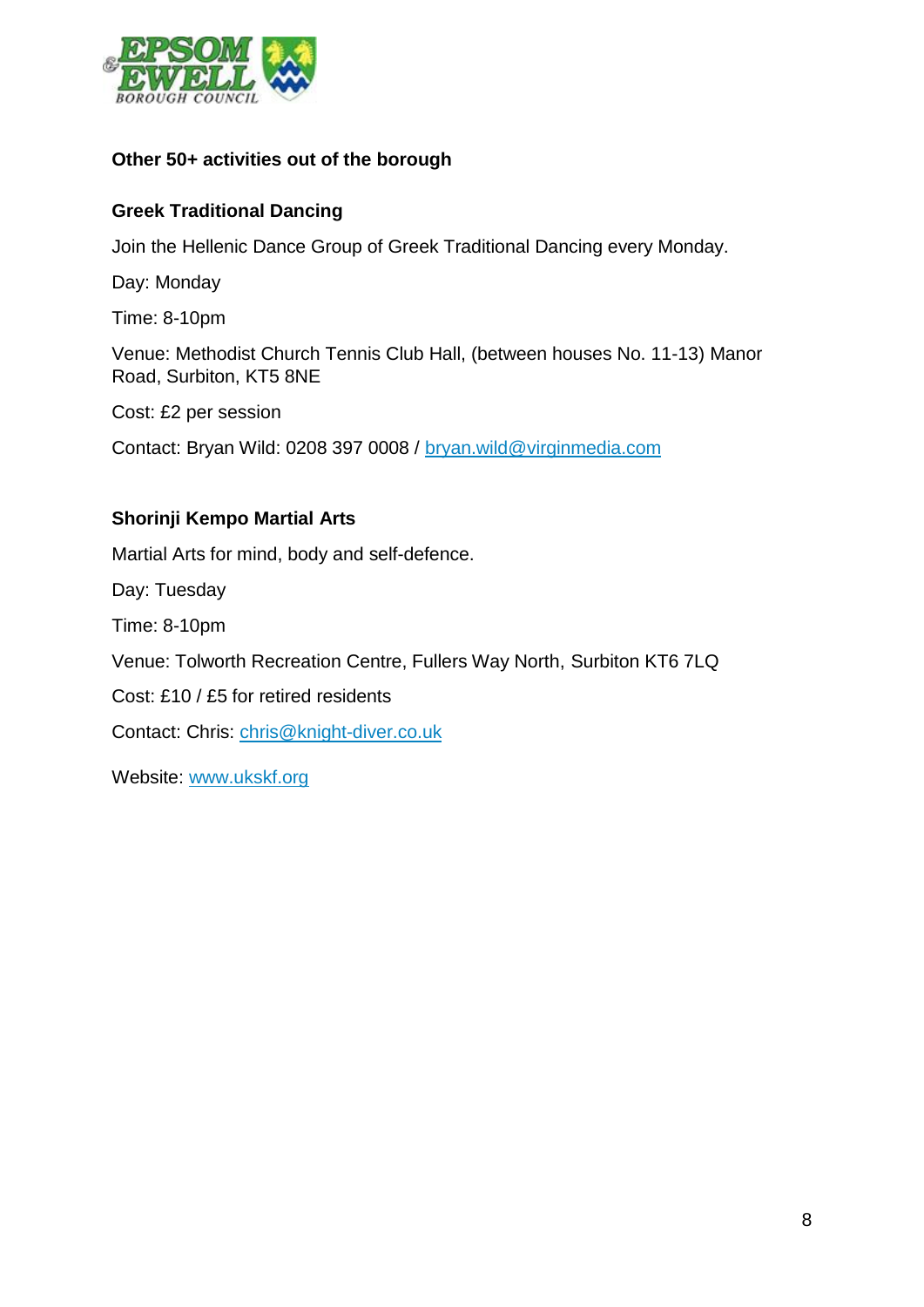## Other 50+ activities out of the borough

### Greek Traditional Dancing

Join the Hellenic Dance Group of Greek Traditional Dancing every Monday.

Day: Monday

Time: 8-10pm

Venue: Methodist Church Tennis Club Hall, (between houses No. 11-13) Manor Road, Surbiton, KT5 8NE

Cost: £2 per session

Contact: Bryan Wild: 0208 397 0008 / bryan.wild@virginmedia.com

### Shorinji Kempo Martial Arts

Martial Arts for mind, body and self-defence.

Day: Tuesday

Time: 8-10pm

Venue: Tolworth Recreation Centre, Fullers Way North, Surbiton KT6 7LQ

Cost: £10 / £5 for retired residents

Contact: Chris: chris@knight-diver.co.uk

Website: www.ukskf.org